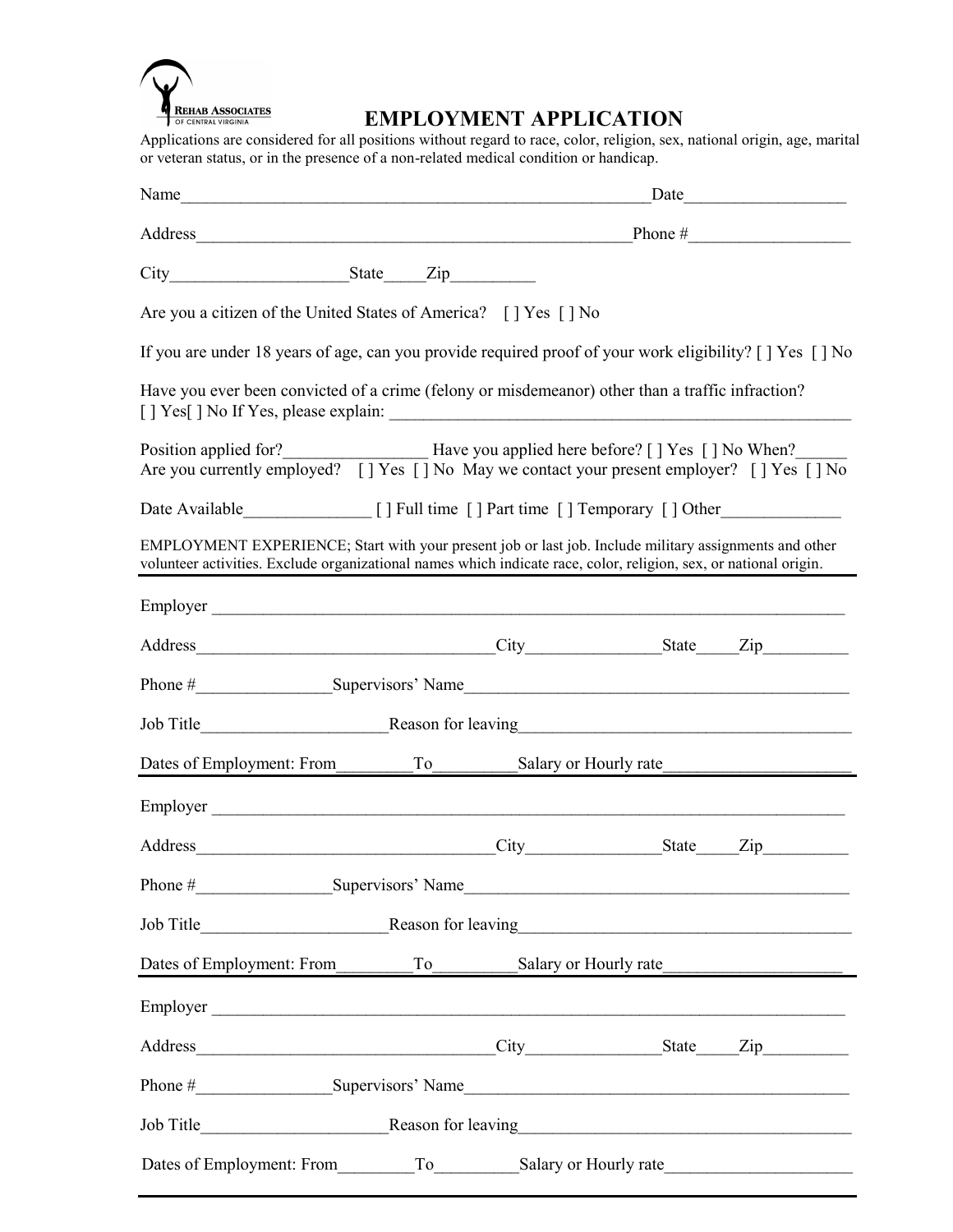REHAB ASSOCIATES OF CENTRAL VIRGINIA

# EMPLOYMENT APPLICATION

Applications are considered for all positions without regard to race, color, religion, sex, national origin, age, marital or veteran status, or in the presence of a non-related medical condition or handicap.

Name________________________________________________________Date___________________

Address____________________________________________________Phone #___________________

City____________________State_____Zip__________

Are you a citizen of the United States of America? [ ] Yes [ ] No

If you are under 18 years of age, can you provide required proof of your work eligibility? [ ] Yes [ ] No

Have you ever been convicted of a crime (felony or misdemeanor) other than a traffic infraction?
[ ] Yes[ ] No If Yes, please explain: ________________________________________________________

Position applied for?________________ Have you applied here before? [ ] Yes [ ] No When?______
Are you currently employed? [ ] Yes [ ] No May we contact your present employer? [ ] Yes [ ] No

Date Available_______________ [ ] Full time [ ] Part time [ ] Temporary [ ] Other______________

EMPLOYMENT EXPERIENCE; Start with your present job or last job. Include military assignments and other volunteer activities. Exclude organizational names which indicate race, color, religion, sex, or national origin.

---

Employer ____________________________________________________________________________

Address__________________________________City_______________State_____Zip__________

Phone #_______________Supervisors' Name____________________________________________

Job Title_____________________Reason for leaving______________________________________

Dates of Employment: From_________To__________Salary or Hourly rate_____________________

---

Employer ____________________________________________________________________________

Address__________________________________City_______________State_____Zip__________

Phone #_______________Supervisors' Name____________________________________________

Job Title_____________________Reason for leaving______________________________________

Dates of Employment: From_________To__________Salary or Hourly rate_____________________

---

Employer ____________________________________________________________________________

Address__________________________________City_______________State_____Zip__________

Phone #_______________Supervisors' Name____________________________________________

Job Title_____________________Reason for leaving______________________________________

Dates of Employment: From_________To__________Salary or Hourly rate_____________________

---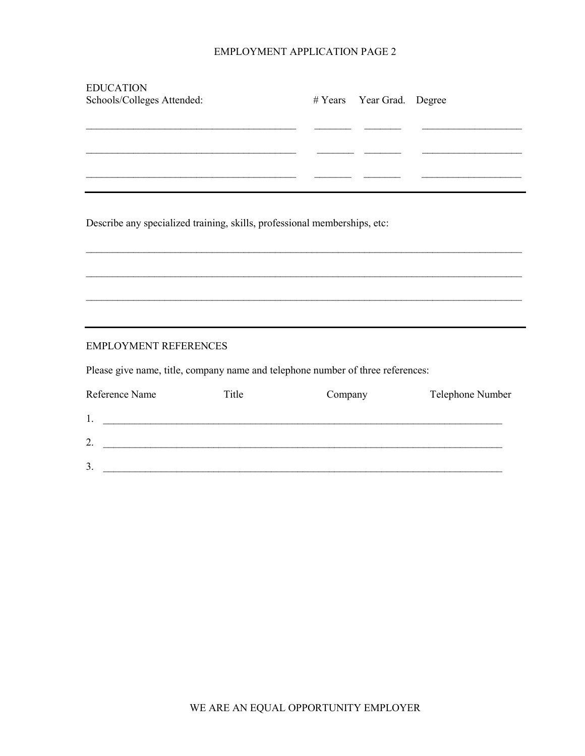# EMPLOYMENT APPLICATION PAGE 2

## EDUCATION

| Schools/Colleges Attended: | # Years | Year Grad. | Degree |
| --- | --- | --- | --- |
| | | | |
| | | | |
| | | | |

---

Describe any specialized training, skills, professional memberships, etc:

_______________________________________________________________________________

_______________________________________________________________________________

_______________________________________________________________________________

---

## EMPLOYMENT REFERENCES

Please give name, title, company name and telephone number of three references:

| | Reference Name | Title | Company | Telephone Number |
| --- | --- | --- | --- | --- |
| 1. | | | | |
| 2. | | | | |
| 3. | | | | |

WE ARE AN EQUAL OPPORTUNITY EMPLOYER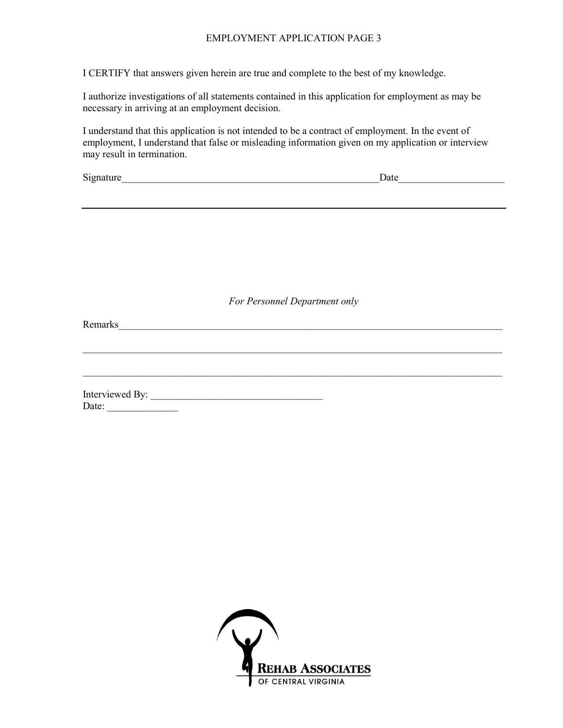EMPLOYMENT APPLICATION PAGE 3

I CERTIFY that answers given herein are true and complete to the best of my knowledge.

I authorize investigations of all statements contained in this application for employment as may be necessary in arriving at an employment decision.

I understand that this application is not intended to be a contract of employment. In the event of employment, I understand that false or misleading information given on my application or interview may result in termination.

Signature_____________________________________________________Date____________________

---

*For Personnel Department only*

Remarks_________________________________________________________________________________

_________________________________________________________________________________________

_________________________________________________________________________________________

Interviewed By: _________________________________

Date: ______________

REHAB ASSOCIATES
OF CENTRAL VIRGINIA